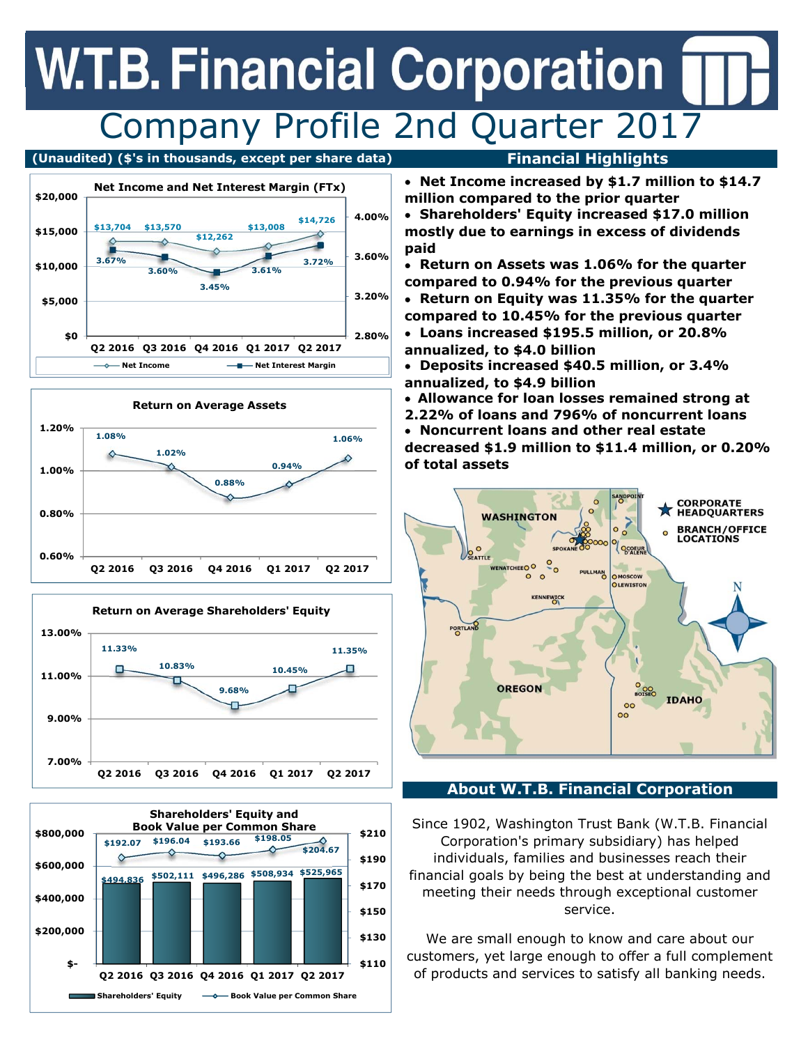# W.T.B. Financial Corporation

## Company Profile 2nd Quarter 2017

**(Unaudited) ($'s in thousands, except per share data)**

### Net Income and Net Interest Margin (FTx)

| | Q2 2016 | Q3 2016 | Q4 2016 | Q1 2017 | Q2 2017 |
|---|---|---|---|---|---|
| Net Income | $13,704 | $13,570 | $12,262 | $13,008 | $14,726 |
| Net Interest Margin | 3.67% | 3.60% | 3.45% | 3.61% | 3.72% |

### Return on Average Assets

| Q2 2016 | Q3 2016 | Q4 2016 | Q1 2017 | Q2 2017 |
|---|---|---|---|---|
| 1.08% | 1.02% | 0.88% | 0.94% | 1.06% |

### Return on Average Shareholders' Equity

| Q2 2016 | Q3 2016 | Q4 2016 | Q1 2017 | Q2 2017 |
|---|---|---|---|---|
| 11.33% | 10.83% | 9.68% | 10.45% | 11.35% |

### Shareholders' Equity and Book Value per Common Share

| | Q2 2016 | Q3 2016 | Q4 2016 | Q1 2017 | Q2 2017 |
|---|---|---|---|---|---|
| Shareholders' Equity | $494,836 | $502,111 | $496,286 | $508,934 | $525,965 |
| Book Value per Common Share | $192.07 | $196.04 | $193.66 | $198.05 | $204.67 |

## Financial Highlights

- **Net Income increased by $1.7 million to $14.7 million compared to the prior quarter**
- **Shareholders' Equity increased $17.0 million mostly due to earnings in excess of dividends paid**
- **Return on Assets was 1.06% for the quarter compared to 0.94% for the previous quarter**
- **Return on Equity was 11.35% for the quarter compared to 10.45% for the previous quarter**
- **Loans increased $195.5 million, or 20.8% annualized, to $4.0 billion**
- **Deposits increased $40.5 million, or 3.4% annualized, to $4.9 billion**
- **Allowance for loan losses remained strong at 2.22% of loans and 796% of noncurrent loans**
- **Noncurrent loans and other real estate decreased $1.9 million to $11.4 million, or 0.20% of total assets**

## About W.T.B. Financial Corporation

Since 1902, Washington Trust Bank (W.T.B. Financial Corporation's primary subsidiary) has helped individuals, families and businesses reach their financial goals by being the best at understanding and meeting their needs through exceptional customer service.

We are small enough to know and care about our customers, yet large enough to offer a full complement of products and services to satisfy all banking needs.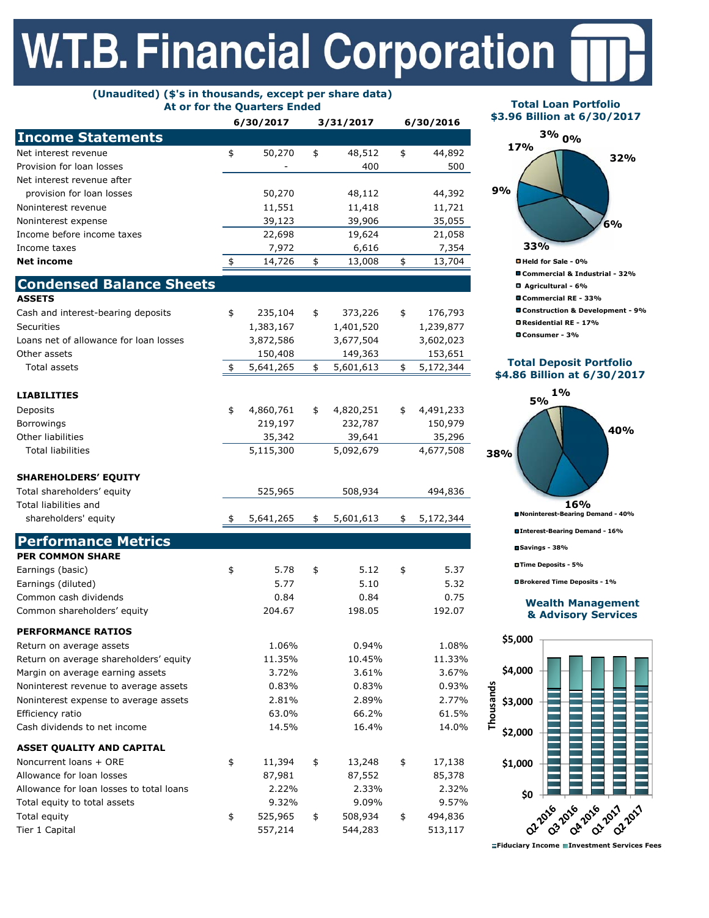# W.T.B. Financial Corporation

**(Unaudited) ($'s in thousands, except per share data)**
**At or for the Quarters Ended**

| | 6/30/2017 | 3/31/2017 | 6/30/2016 |
|---|---|---|---|
| **Income Statements** | | | |
| Net interest revenue | $ 50,270 | $ 48,512 | $ 44,892 |
| Provision for loan losses | - | 400 | 500 |
| Net interest revenue after provision for loan losses | 50,270 | 48,112 | 44,392 |
| Noninterest revenue | 11,551 | 11,418 | 11,721 |
| Noninterest expense | 39,123 | 39,906 | 35,055 |
| Income before income taxes | 22,698 | 19,624 | 21,058 |
| Income taxes | 7,972 | 6,616 | 7,354 |
| **Net income** | $ 14,726 | $ 13,008 | $ 13,704 |
| **Condensed Balance Sheets** | | | |
| **ASSETS** | | | |
| Cash and interest-bearing deposits | $ 235,104 | $ 373,226 | $ 176,793 |
| Securities | 1,383,167 | 1,401,520 | 1,239,877 |
| Loans net of allowance for loan losses | 3,872,586 | 3,677,504 | 3,602,023 |
| Other assets | 150,408 | 149,363 | 153,651 |
| Total assets | $ 5,641,265 | $ 5,601,613 | $ 5,172,344 |
| **LIABILITIES** | | | |
| Deposits | $ 4,860,761 | $ 4,820,251 | $ 4,491,233 |
| Borrowings | 219,197 | 232,787 | 150,979 |
| Other liabilities | 35,342 | 39,641 | 35,296 |
| Total liabilities | 5,115,300 | 5,092,679 | 4,677,508 |
| **SHAREHOLDERS' EQUITY** | | | |
| Total shareholders' equity | 525,965 | 508,934 | 494,836 |
| Total liabilities and shareholders' equity | $ 5,641,265 | $ 5,601,613 | $ 5,172,344 |
| **Performance Metrics** | | | |
| **PER COMMON SHARE** | | | |
| Earnings (basic) | $ 5.78 | $ 5.12 | $ 5.37 |
| Earnings (diluted) | 5.77 | 5.10 | 5.32 |
| Common cash dividends | 0.84 | 0.84 | 0.75 |
| Common shareholders' equity | 204.67 | 198.05 | 192.07 |
| **PERFORMANCE RATIOS** | | | |
| Return on average assets | 1.06% | 0.94% | 1.08% |
| Return on average shareholders' equity | 11.35% | 10.45% | 11.33% |
| Margin on average earning assets | 3.72% | 3.61% | 3.67% |
| Noninterest revenue to average assets | 0.83% | 0.83% | 0.93% |
| Noninterest expense to average assets | 2.81% | 2.89% | 2.77% |
| Efficiency ratio | 63.0% | 66.2% | 61.5% |
| Cash dividends to net income | 14.5% | 16.4% | 14.0% |
| **ASSET QUALITY AND CAPITAL** | | | |
| Noncurrent loans + ORE | $ 11,394 | $ 13,248 | $ 17,138 |
| Allowance for loan losses | 87,981 | 87,552 | 85,378 |
| Allowance for loan losses to total loans | 2.22% | 2.33% | 2.32% |
| Total equity to total assets | 9.32% | 9.09% | 9.57% |
| Total equity | $ 525,965 | $ 508,934 | $ 494,836 |
| Tier 1 Capital | 557,214 | 544,283 | 513,117 |

**Total Loan Portfolio**
**$3.96 Billion at 6/30/2017**

3% 0% 32% 6% 33% 9% 17%

- Held for Sale - 0%
- Commercial & Industrial - 32%
- Agricultural - 6%
- Commercial RE - 33%
- Construction & Development - 9%
- Residential RE - 17%
- Consumer - 3%

**Total Deposit Portfolio**
**$4.86 Billion at 6/30/2017**

1% 5% 40% 38% 16%

- Noninterest-Bearing Demand - 40%
- Interest-Bearing Demand - 16%
- Savings - 38%
- Time Deposits - 5%
- Brokered Time Deposits - 1%

**Wealth Management & Advisory Services**

Thousands

$5,000
$4,000
$3,000
$2,000
$1,000
$0

Q2 2016 Q3 2016 Q4 2016 Q1 2017 Q2 2017

Fiduciary Income Investment Services Fees